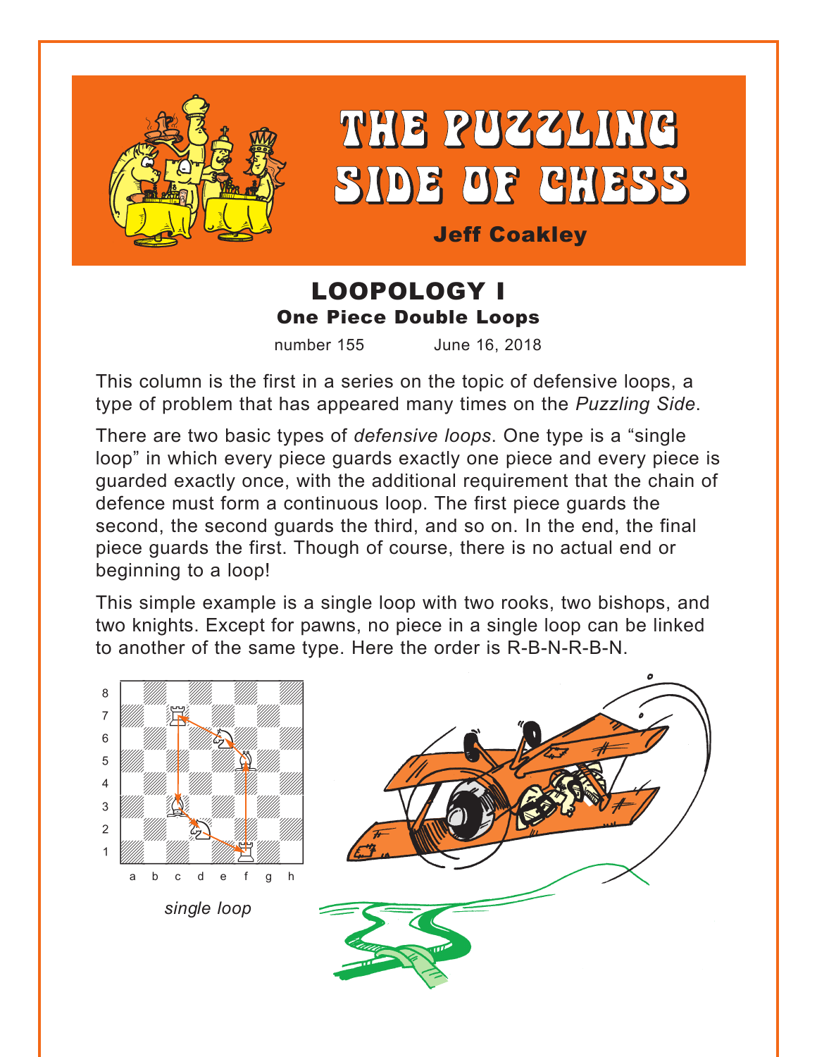# THE PUZZLING SIDE OF CHESS

**Jeff Coakley**

## LOOPOLOGY I

### One Piece Double Loops

number 155 June 16, 2018

This column is the first in a series on the topic of defensive loops, a type of problem that has appeared many times on the *Puzzling Side*.

There are two basic types of *defensive loops*. One type is a "single loop" in which every piece guards exactly one piece and every piece is guarded exactly once, with the additional requirement that the chain of defence must form a continuous loop. The first piece guards the second, the second guards the third, and so on. In the end, the final piece guards the first. Though of course, there is no actual end or beginning to a loop!

This simple example is a single loop with two rooks, two bishops, and two knights. Except for pawns, no piece in a single loop can be linked to another of the same type. Here the order is R-B-N-R-B-N.

*single loop*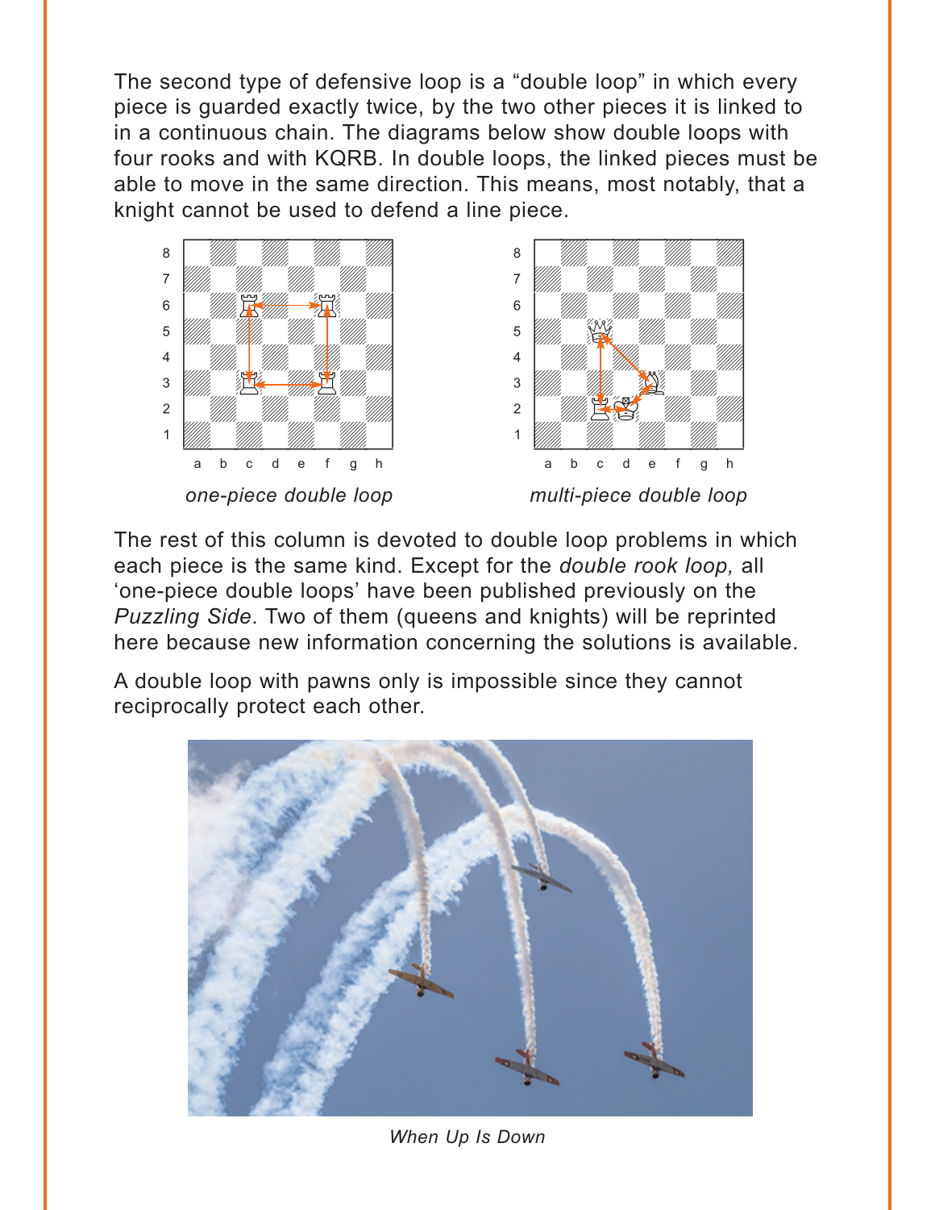The second type of defensive loop is a “double loop” in which every piece is guarded exactly twice, by the two other pieces it is linked to in a continuous chain. The diagrams below show double loops with four rooks and with KQRB. In double loops, the linked pieces must be able to move in the same direction. This means, most notably, that a knight cannot be used to defend a line piece.

*one-piece double loop*

*multi-piece double loop*

The rest of this column is devoted to double loop problems in which each piece is the same kind. Except for the *double rook loop,* all ‘one-piece double loops’ have been published previously on the *Puzzling Side*. Two of them (queens and knights) will be reprinted here because new information concerning the solutions is available.

A double loop with pawns only is impossible since they cannot reciprocally protect each other.

*When Up Is Down*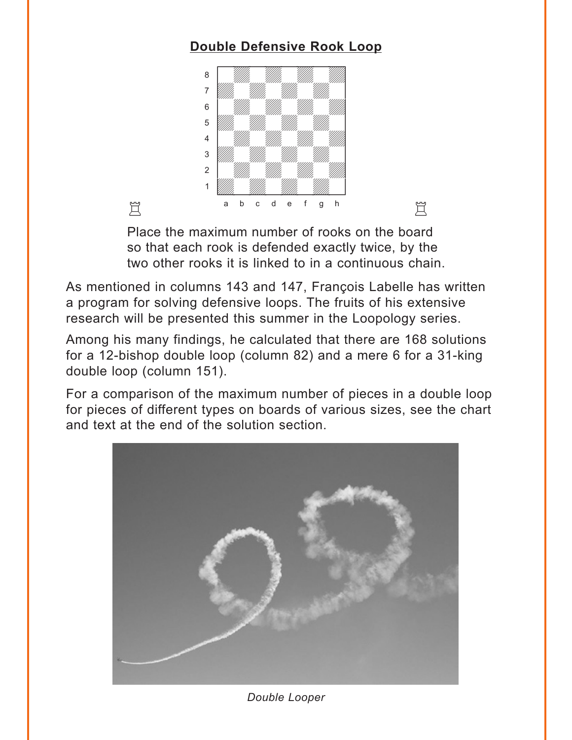## Double Defensive Rook Loop

Place the maximum number of rooks on the board so that each rook is defended exactly twice, by the two other rooks it is linked to in a continuous chain.

As mentioned in columns 143 and 147, François Labelle has written a program for solving defensive loops. The fruits of his extensive research will be presented this summer in the Loopology series.

Among his many findings, he calculated that there are 168 solutions for a 12-bishop double loop (column 82) and a mere 6 for a 31-king double loop (column 151).

For a comparison of the maximum number of pieces in a double loop for pieces of different types on boards of various sizes, see the chart and text at the end of the solution section.

*Double Looper*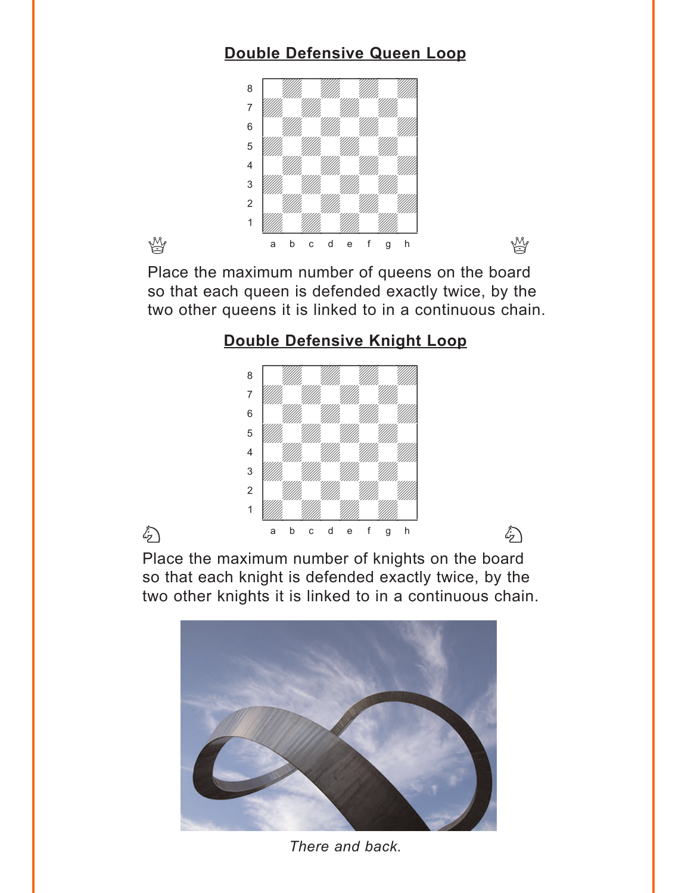## Double Defensive Queen Loop

Place the maximum number of queens on the board so that each queen is defended exactly twice, by the two other queens it is linked to in a continuous chain.

## Double Defensive Knight Loop

Place the maximum number of knights on the board so that each knight is defended exactly twice, by the two other knights it is linked to in a continuous chain.

*There and back.*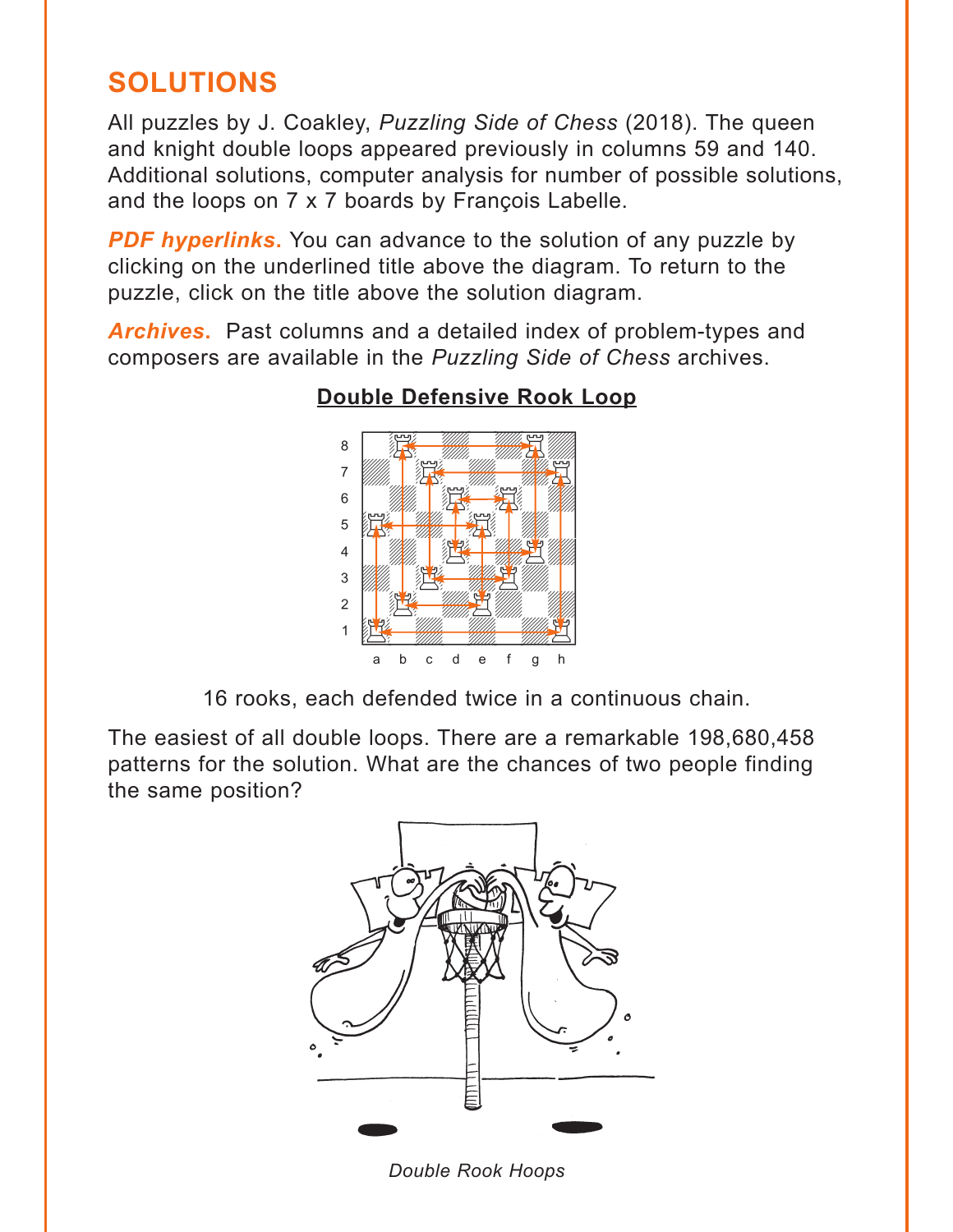# SOLUTIONS

All puzzles by J. Coakley, *Puzzling Side of Chess* (2018). The queen and knight double loops appeared previously in columns 59 and 140. Additional solutions, computer analysis for number of possible solutions, and the loops on 7 x 7 boards by François Labelle.

***PDF hyperlinks***. You can advance to the solution of any puzzle by clicking on the underlined title above the diagram. To return to the puzzle, click on the title above the solution diagram.

***Archives***. Past columns and a detailed index of problem-types and composers are available in the *Puzzling Side of Chess* archives.

## Double Defensive Rook Loop

16 rooks, each defended twice in a continuous chain.

The easiest of all double loops. There are a remarkable 198,680,458 patterns for the solution. What are the chances of two people finding the same position?

*Double Rook Hoops*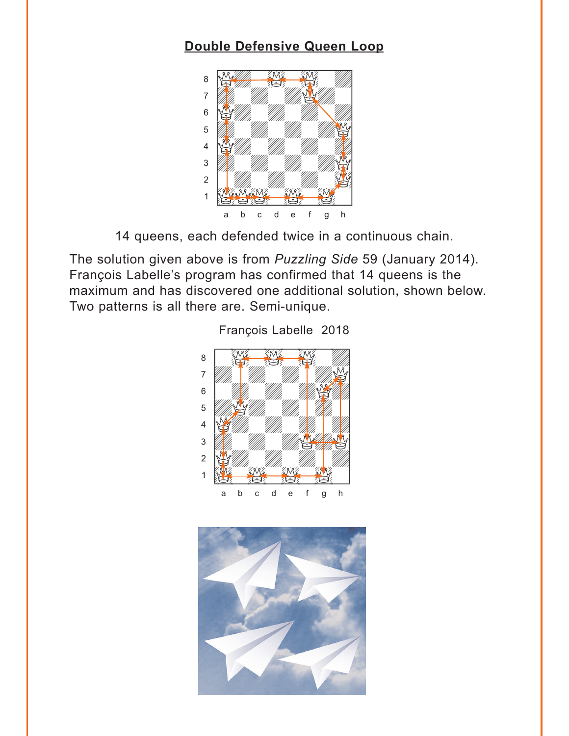## Double Defensive Queen Loop

14 queens, each defended twice in a continuous chain.

The solution given above is from *Puzzling Side* 59 (January 2014). François Labelle's program has confirmed that 14 queens is the maximum and has discovered one additional solution, shown below. Two patterns is all there are. Semi-unique.

François Labelle 2018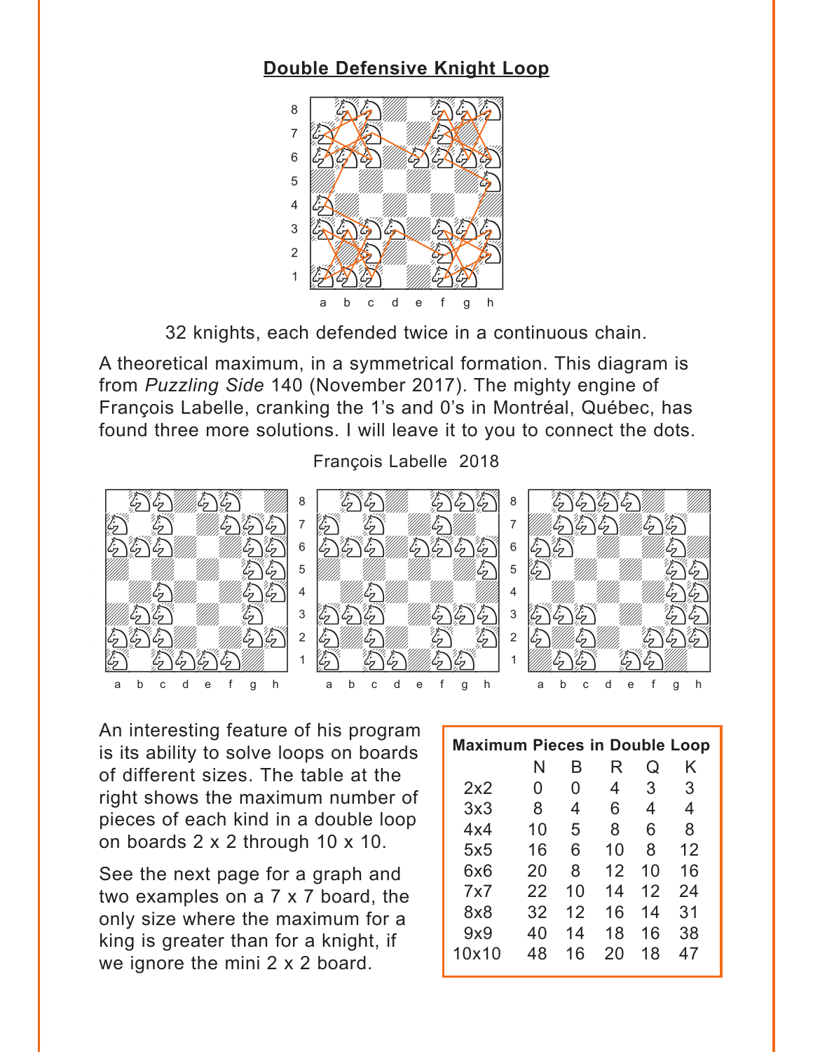## Double Defensive Knight Loop

32 knights, each defended twice in a continuous chain.

A theoretical maximum, in a symmetrical formation. This diagram is from *Puzzling Side* 140 (November 2017). The mighty engine of François Labelle, cranking the 1's and 0's in Montréal, Québec, has found three more solutions. I will leave it to you to connect the dots.

François Labelle 2018

An interesting feature of his program is its ability to solve loops on boards of different sizes. The table at the right shows the maximum number of pieces of each kind in a double loop on boards 2 x 2 through 10 x 10.

See the next page for a graph and two examples on a 7 x 7 board, the only size where the maximum for a king is greater than for a knight, if we ignore the mini 2 x 2 board.

**Maximum Pieces in Double Loop**

| | N | B | R | Q | K |
|---|---|---|---|---|---|
| 2x2 | 0 | 0 | 4 | 3 | 3 |
| 3x3 | 8 | 4 | 6 | 4 | 4 |
| 4x4 | 10 | 5 | 8 | 6 | 8 |
| 5x5 | 16 | 6 | 10 | 8 | 12 |
| 6x6 | 20 | 8 | 12 | 10 | 16 |
| 7x7 | 22 | 10 | 14 | 12 | 24 |
| 8x8 | 32 | 12 | 16 | 14 | 31 |
| 9x9 | 40 | 14 | 18 | 16 | 38 |
| 10x10 | 48 | 16 | 20 | 18 | 47 |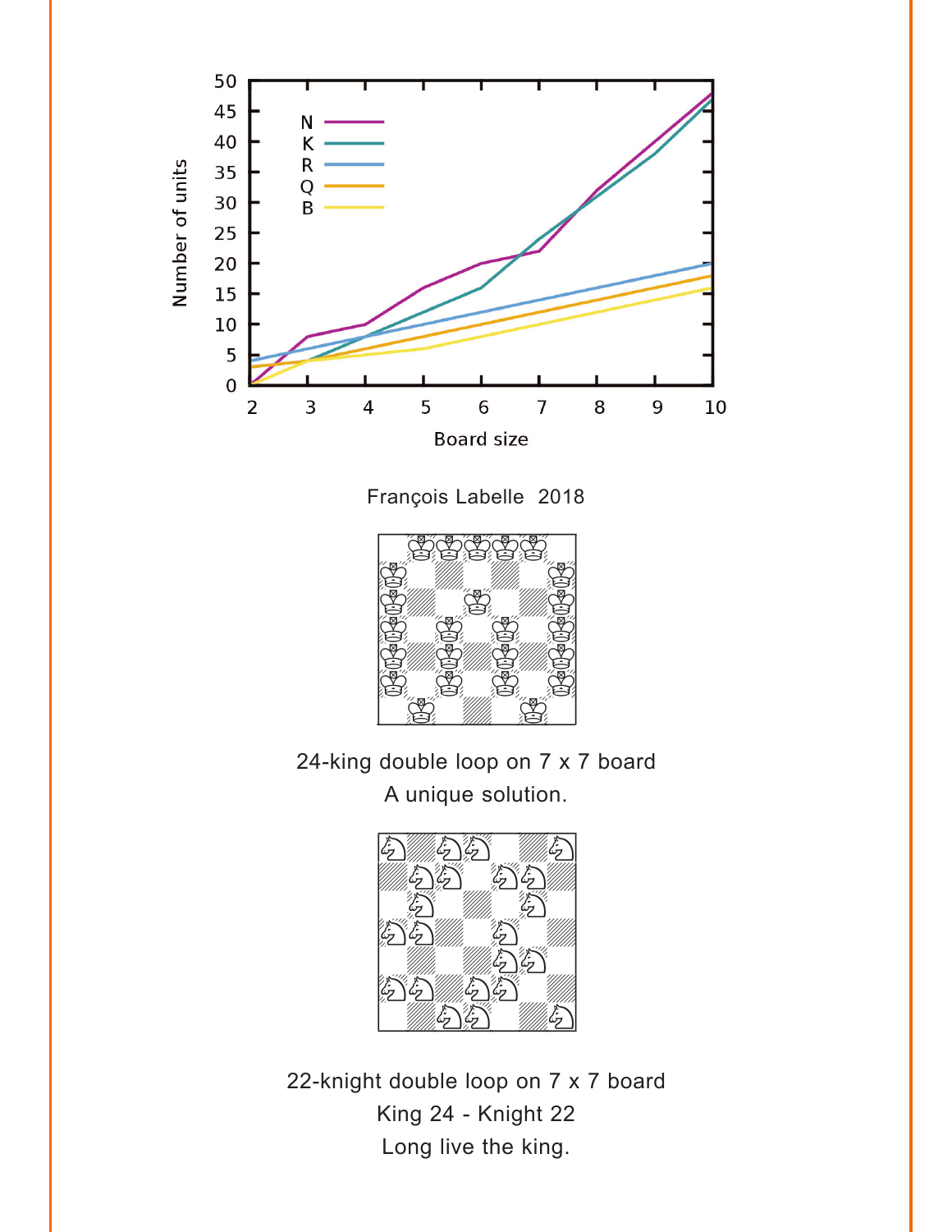François Labelle  2018

24-king double loop on 7 x 7 board
A unique solution.

22-knight double loop on 7 x 7 board
King 24 - Knight 22
Long live the king.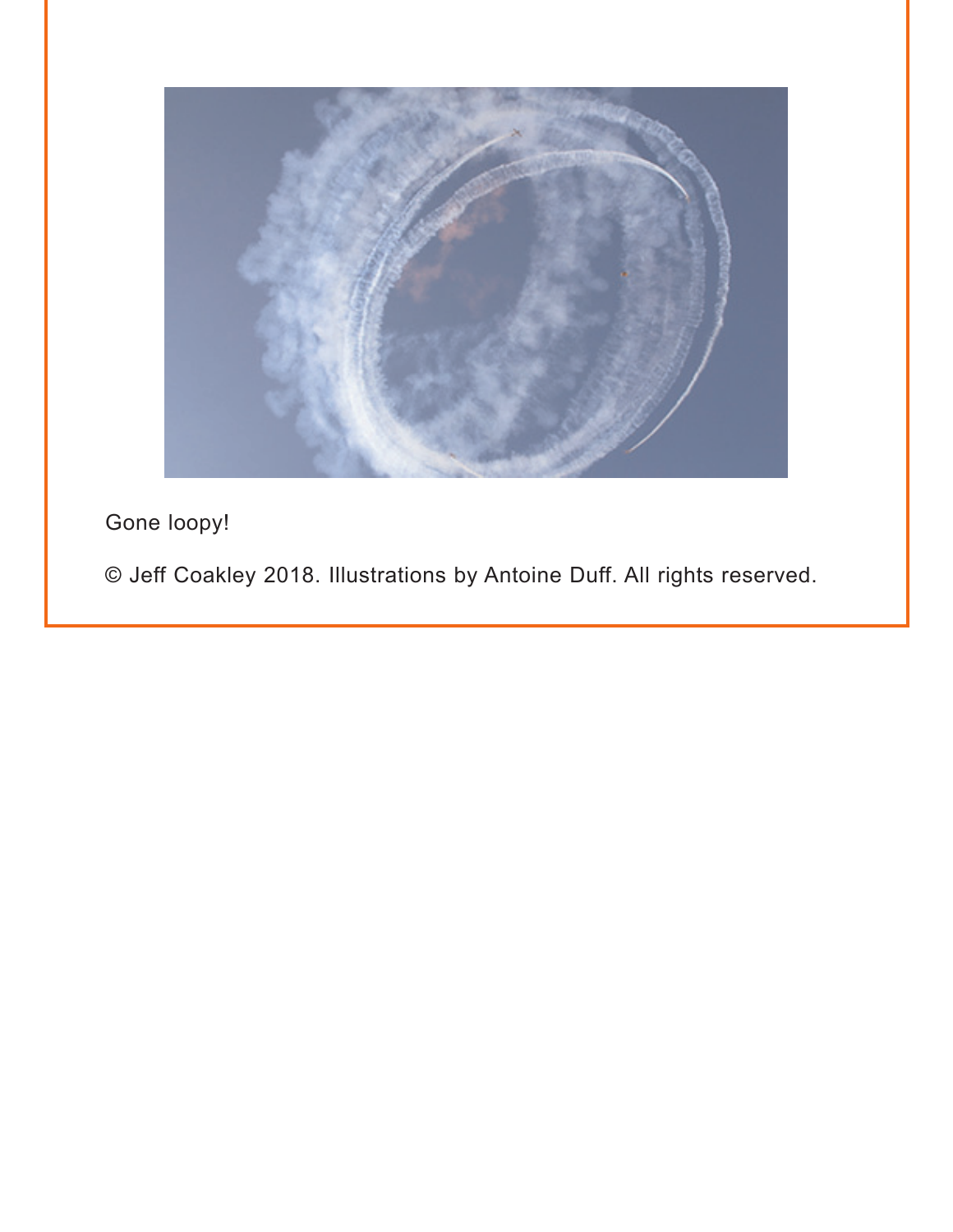Gone loopy!

© Jeff Coakley 2018. Illustrations by Antoine Duff. All rights reserved.